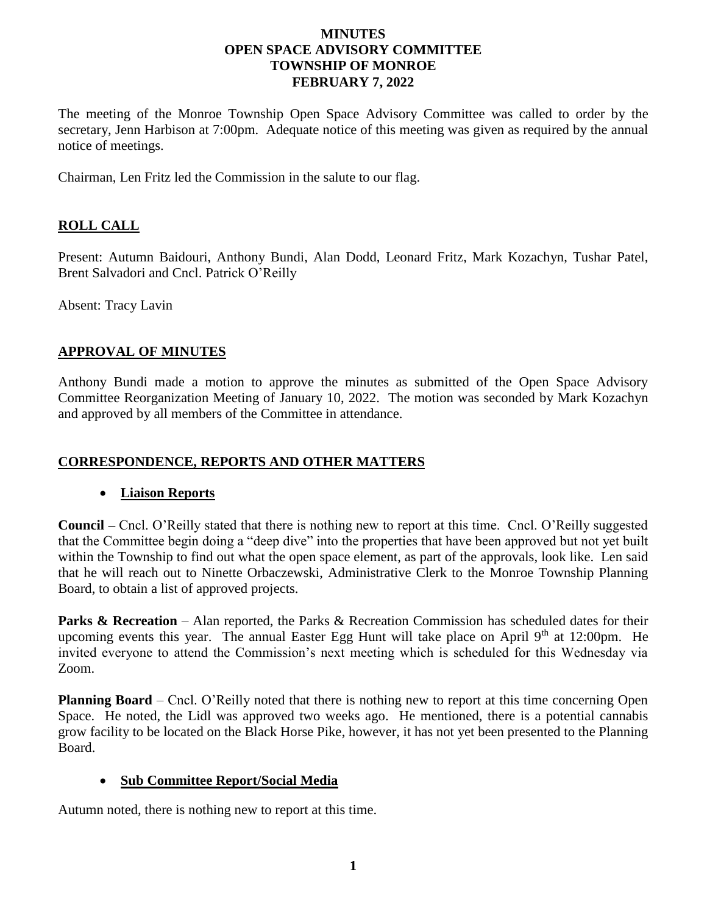# MINUTES
# OPEN SPACE ADVISORY COMMITTEE
# TOWNSHIP OF MONROE
# FEBRUARY 7, 2022

The meeting of the Monroe Township Open Space Advisory Committee was called to order by the secretary, Jenn Harbison at 7:00pm. Adequate notice of this meeting was given as required by the annual notice of meetings.

Chairman, Len Fritz led the Commission in the salute to our flag.

## ROLL CALL

Present: Autumn Baidouri, Anthony Bundi, Alan Dodd, Leonard Fritz, Mark Kozachyn, Tushar Patel, Brent Salvadori and Cncl. Patrick O'Reilly

Absent: Tracy Lavin

## APPROVAL OF MINUTES

Anthony Bundi made a motion to approve the minutes as submitted of the Open Space Advisory Committee Reorganization Meeting of January 10, 2022. The motion was seconded by Mark Kozachyn and approved by all members of the Committee in attendance.

## CORRESPONDENCE, REPORTS AND OTHER MATTERS

- **Liaison Reports**

**Council –** Cncl. O'Reilly stated that there is nothing new to report at this time. Cncl. O'Reilly suggested that the Committee begin doing a "deep dive" into the properties that have been approved but not yet built within the Township to find out what the open space element, as part of the approvals, look like. Len said that he will reach out to Ninette Orbaczewski, Administrative Clerk to the Monroe Township Planning Board, to obtain a list of approved projects.

**Parks & Recreation** – Alan reported, the Parks & Recreation Commission has scheduled dates for their upcoming events this year. The annual Easter Egg Hunt will take place on April 9th at 12:00pm. He invited everyone to attend the Commission's next meeting which is scheduled for this Wednesday via Zoom.

**Planning Board** – Cncl. O'Reilly noted that there is nothing new to report at this time concerning Open Space. He noted, the Lidl was approved two weeks ago. He mentioned, there is a potential cannabis grow facility to be located on the Black Horse Pike, however, it has not yet been presented to the Planning Board.

- **Sub Committee Report/Social Media**

Autumn noted, there is nothing new to report at this time.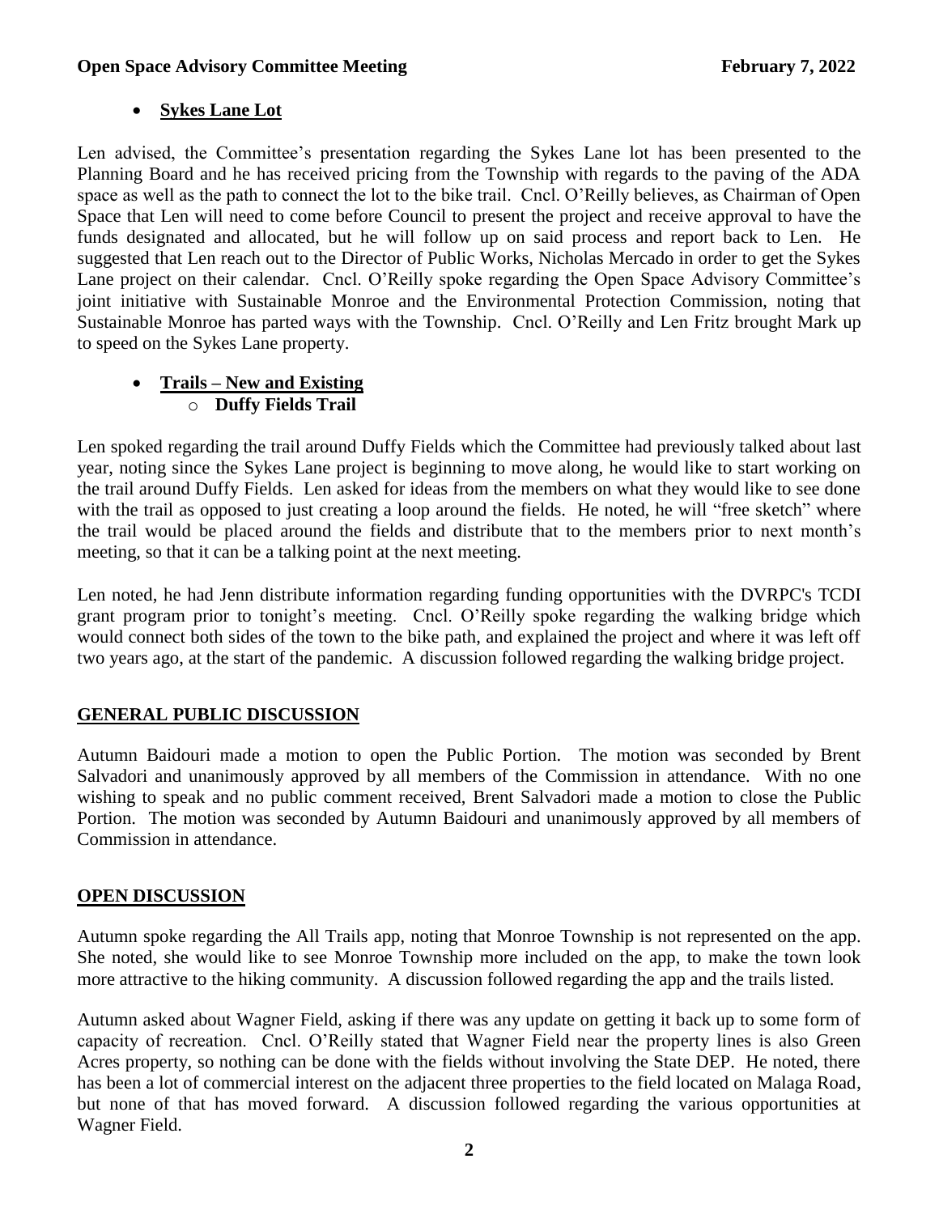- **Sykes Lane Lot**

Len advised, the Committee's presentation regarding the Sykes Lane lot has been presented to the Planning Board and he has received pricing from the Township with regards to the paving of the ADA space as well as the path to connect the lot to the bike trail. Cncl. O'Reilly believes, as Chairman of Open Space that Len will need to come before Council to present the project and receive approval to have the funds designated and allocated, but he will follow up on said process and report back to Len. He suggested that Len reach out to the Director of Public Works, Nicholas Mercado in order to get the Sykes Lane project on their calendar. Cncl. O'Reilly spoke regarding the Open Space Advisory Committee's joint initiative with Sustainable Monroe and the Environmental Protection Commission, noting that Sustainable Monroe has parted ways with the Township. Cncl. O'Reilly and Len Fritz brought Mark up to speed on the Sykes Lane property.

- **Trails – New and Existing**
    - **Duffy Fields Trail**

Len spoked regarding the trail around Duffy Fields which the Committee had previously talked about last year, noting since the Sykes Lane project is beginning to move along, he would like to start working on the trail around Duffy Fields. Len asked for ideas from the members on what they would like to see done with the trail as opposed to just creating a loop around the fields. He noted, he will "free sketch" where the trail would be placed around the fields and distribute that to the members prior to next month's meeting, so that it can be a talking point at the next meeting.

Len noted, he had Jenn distribute information regarding funding opportunities with the DVRPC's TCDI grant program prior to tonight's meeting. Cncl. O'Reilly spoke regarding the walking bridge which would connect both sides of the town to the bike path, and explained the project and where it was left off two years ago, at the start of the pandemic. A discussion followed regarding the walking bridge project.

## GENERAL PUBLIC DISCUSSION

Autumn Baidouri made a motion to open the Public Portion. The motion was seconded by Brent Salvadori and unanimously approved by all members of the Commission in attendance. With no one wishing to speak and no public comment received, Brent Salvadori made a motion to close the Public Portion. The motion was seconded by Autumn Baidouri and unanimously approved by all members of Commission in attendance.

## OPEN DISCUSSION

Autumn spoke regarding the All Trails app, noting that Monroe Township is not represented on the app. She noted, she would like to see Monroe Township more included on the app, to make the town look more attractive to the hiking community. A discussion followed regarding the app and the trails listed.

Autumn asked about Wagner Field, asking if there was any update on getting it back up to some form of capacity of recreation. Cncl. O'Reilly stated that Wagner Field near the property lines is also Green Acres property, so nothing can be done with the fields without involving the State DEP. He noted, there has been a lot of commercial interest on the adjacent three properties to the field located on Malaga Road, but none of that has moved forward. A discussion followed regarding the various opportunities at Wagner Field.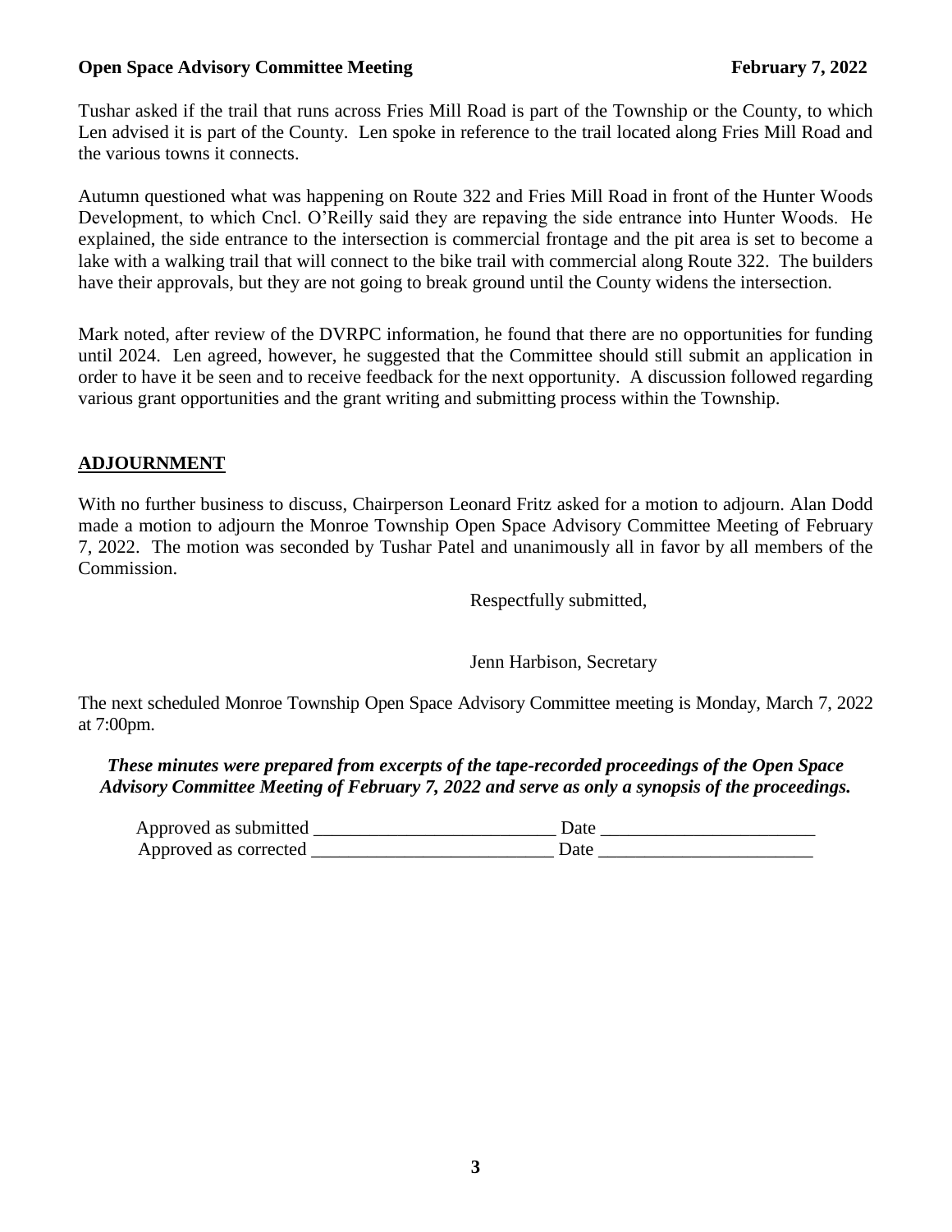Tushar asked if the trail that runs across Fries Mill Road is part of the Township or the County, to which Len advised it is part of the County. Len spoke in reference to the trail located along Fries Mill Road and the various towns it connects.

Autumn questioned what was happening on Route 322 and Fries Mill Road in front of the Hunter Woods Development, to which Cncl. O'Reilly said they are repaving the side entrance into Hunter Woods. He explained, the side entrance to the intersection is commercial frontage and the pit area is set to become a lake with a walking trail that will connect to the bike trail with commercial along Route 322. The builders have their approvals, but they are not going to break ground until the County widens the intersection.

Mark noted, after review of the DVRPC information, he found that there are no opportunities for funding until 2024. Len agreed, however, he suggested that the Committee should still submit an application in order to have it be seen and to receive feedback for the next opportunity. A discussion followed regarding various grant opportunities and the grant writing and submitting process within the Township.

## ADJOURNMENT

With no further business to discuss, Chairperson Leonard Fritz asked for a motion to adjourn. Alan Dodd made a motion to adjourn the Monroe Township Open Space Advisory Committee Meeting of February 7, 2022. The motion was seconded by Tushar Patel and unanimously all in favor by all members of the Commission.

Respectfully submitted,

Jenn Harbison, Secretary

The next scheduled Monroe Township Open Space Advisory Committee meeting is Monday, March 7, 2022 at 7:00pm.

***These minutes were prepared from excerpts of the tape-recorded proceedings of the Open Space Advisory Committee Meeting of February 7, 2022 and serve as only a synopsis of the proceedings.***

Approved as submitted __________________________ Date _______________________

Approved as corrected __________________________ Date _______________________